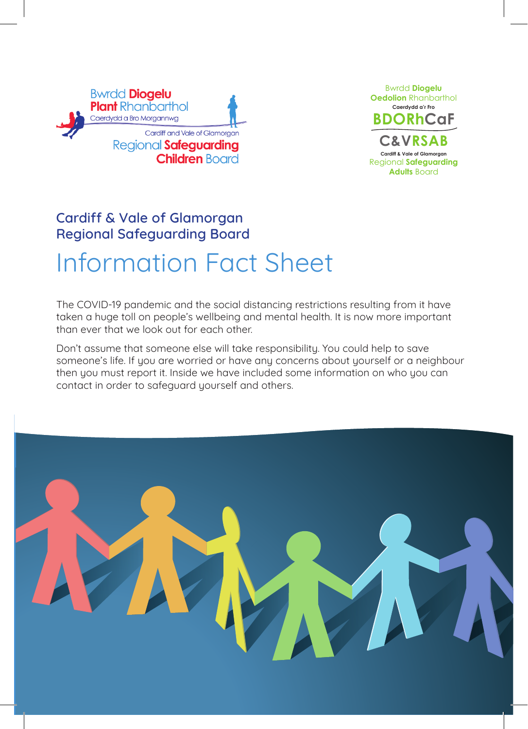Bwrdd Diogelu Plant Rhanbarthol Caerdydd a Bro Morgannwg

Cardiff and Vale of Glamorgan Regional Safeguarding Children Board

Bwrdd Diogelu Oedolion Rhanbarthol Caerdydd a'r Fro BDORhCaF

C&VRSAB Cardiff & Vale of Glamorgan Regional Safeguarding Adults Board

## Cardiff & Vale of Glamorgan Regional Safeguarding Board

# Information Fact Sheet

The COVID-19 pandemic and the social distancing restrictions resulting from it have taken a huge toll on people's wellbeing and mental health. It is now more important than ever that we look out for each other.

Don't assume that someone else will take responsibility. You could help to save someone's life. If you are worried or have any concerns about yourself or a neighbour then you must report it. Inside we have included some information on who you can contact in order to safeguard yourself and others.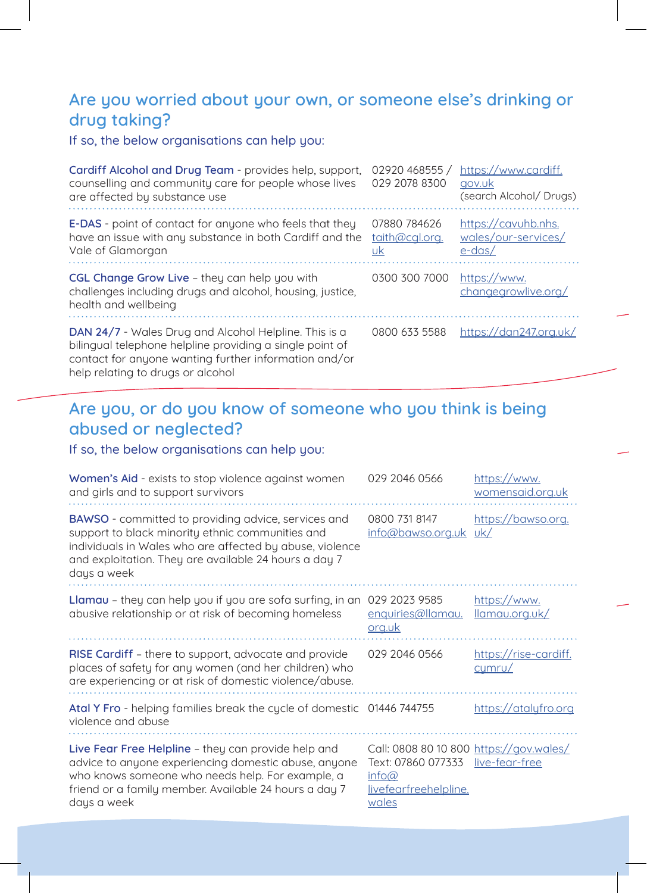## Are you worried about your own, or someone else's drinking or drug taking?

If so, the below organisations can help you:

| | | |
|---|---|---|
| **Cardiff Alcohol and Drug Team** - provides help, support, counselling and community care for people whose lives are affected by substance use | 02920 468555 / 029 2078 8300 | https://www.cardiff.gov.uk (search Alcohol/ Drugs) |
| **E-DAS** - point of contact for anyone who feels that they have an issue with any substance in both Cardiff and the Vale of Glamorgan | 07880 784626 taith@cgl.org.uk | https://cavuhb.nhs.wales/our-services/e-das/ |
| **CGL Change Grow Live** – they can help you with challenges including drugs and alcohol, housing, justice, health and wellbeing | 0300 300 7000 | https://www.changegrowlive.org/ |
| **DAN 24/7** - Wales Drug and Alcohol Helpline. This is a bilingual telephone helpline providing a single point of contact for anyone wanting further information and/or help relating to drugs or alcohol | 0800 633 5588 | https://dan247.org.uk/ |

## Are you, or do you know of someone who you think is being abused or neglected?

If so, the below organisations can help you:

| | | |
|---|---|---|
| **Women's Aid** - exists to stop violence against women and girls and to support survivors | 029 2046 0566 | https://www.womensaid.org.uk |
| **BAWSO** - committed to providing advice, services and support to black minority ethnic communities and individuals in Wales who are affected by abuse, violence and exploitation. They are available 24 hours a day 7 days a week | 0800 731 8147 info@bawso.org.uk | https://bawso.org.uk/ |
| **Llamau** – they can help you if you are sofa surfing, in an abusive relationship or at risk of becoming homeless | 029 2023 9585 enquiries@llamau.org.uk | https://www.llamau.org.uk/ |
| **RISE Cardiff** – there to support, advocate and provide places of safety for any women (and her children) who are experiencing or at risk of domestic violence/abuse. | 029 2046 0566 | https://rise-cardiff.cymru/ |
| **Atal Y Fro** - helping families break the cycle of domestic violence and abuse | 01446 744755 | https://atalyfro.org |
| **Live Fear Free Helpline** – they can provide help and advice to anyone experiencing domestic abuse, anyone who knows someone who needs help. For example, a friend or a family member. Available 24 hours a day 7 days a week | Call: 0808 80 10 800 Text: 07860 077333 info@livefearfreehelpline.wales | https://gov.wales/live-fear-free |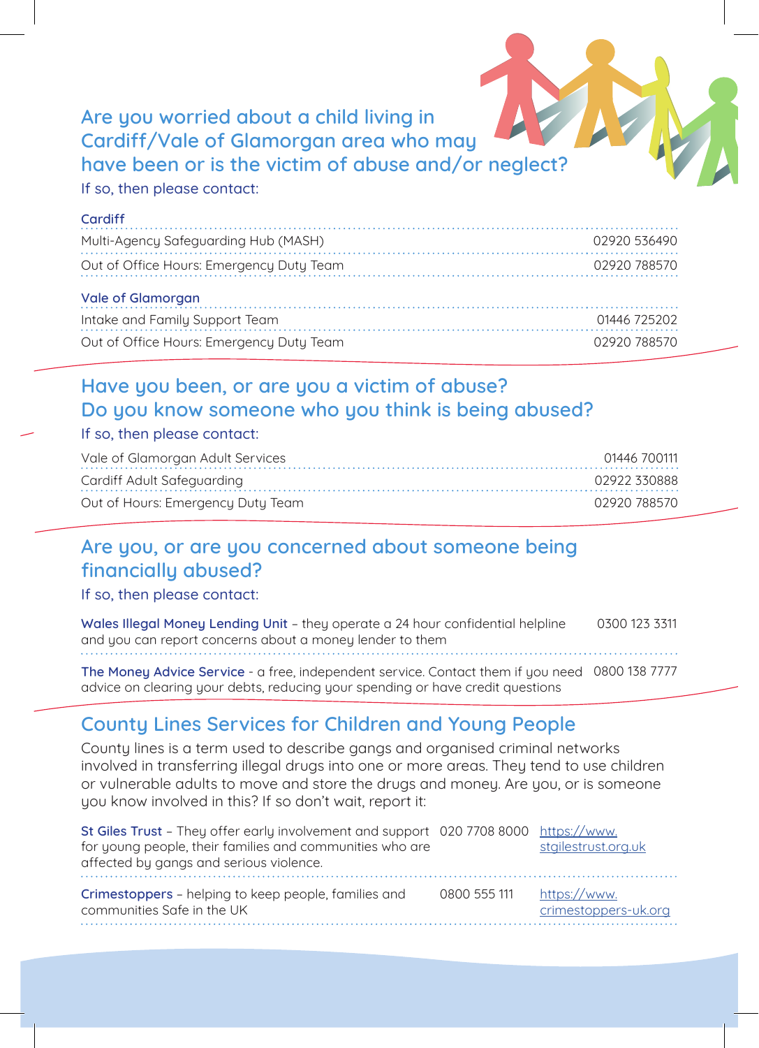## Are you worried about a child living in Cardiff/Vale of Glamorgan area who may have been or is the victim of abuse and/or neglect?

If so, then please contact:

| Cardiff | |
|---|---|
| Multi-Agency Safeguarding Hub (MASH) | 02920 536490 |
| Out of Office Hours: Emergency Duty Team | 02920 788570 |

| Vale of Glamorgan | |
|---|---|
| Intake and Family Support Team | 01446 725202 |
| Out of Office Hours: Emergency Duty Team | 02920 788570 |

## Have you been, or are you a victim of abuse? Do you know someone who you think is being abused?

If so, then please contact:

| | |
|---|---|
| Vale of Glamorgan Adult Services | 01446 700111 |
| Cardiff Adult Safeguarding | 02922 330888 |
| Out of Hours: Emergency Duty Team | 02920 788570 |

## Are you, or are you concerned about someone being financially abused?

If so, then please contact:

| | |
|---|---|
| **Wales Illegal Money Lending Unit** – they operate a 24 hour confidential helpline and you can report concerns about a money lender to them | 0300 123 3311 |
| **The Money Advice Service** - a free, independent service. Contact them if you need advice on clearing your debts, reducing your spending or have credit questions | 0800 138 7777 |

## County Lines Services for Children and Young People

County lines is a term used to describe gangs and organised criminal networks involved in transferring illegal drugs into one or more areas. They tend to use children or vulnerable adults to move and store the drugs and money. Are you, or is someone you know involved in this? If so don't wait, report it:

| | | |
|---|---|---|
| **St Giles Trust** – They offer early involvement and support for young people, their families and communities who are affected by gangs and serious violence. | 020 7708 8000 | https://www.stgilestrust.org.uk |
| **Crimestoppers** – helping to keep people, families and communities Safe in the UK | 0800 555 111 | https://www.crimestoppers-uk.org |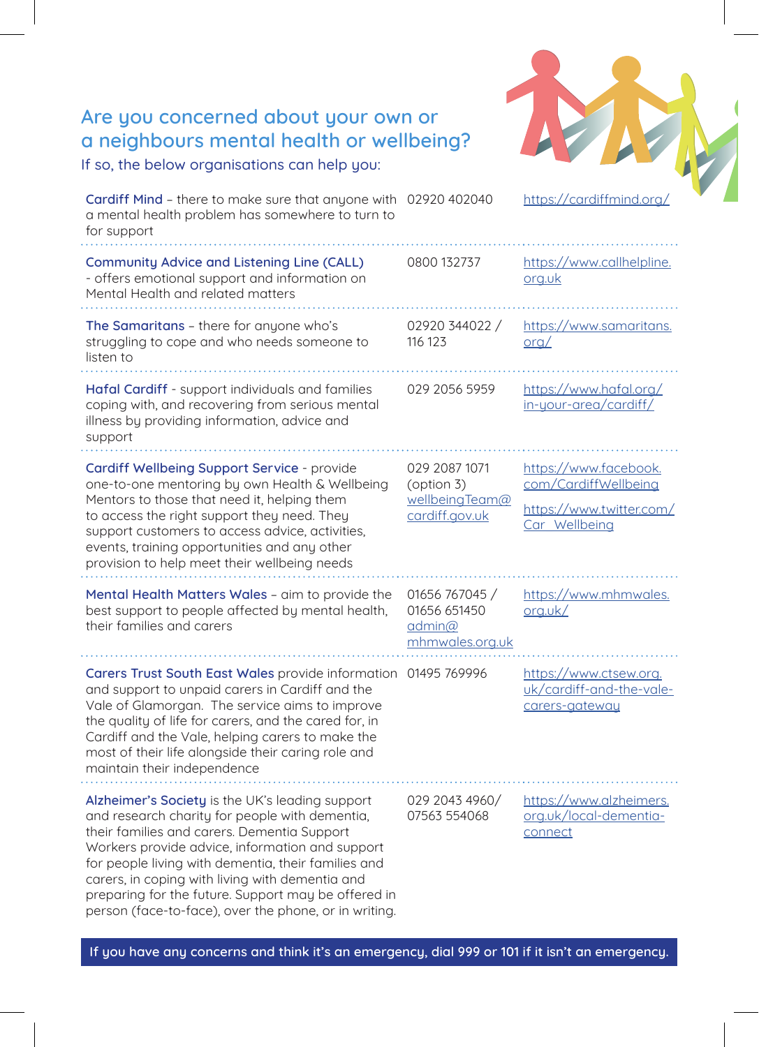## Are you concerned about your own or a neighbours mental health or wellbeing?

If so, the below organisations can help you:

| Organisation | Phone | Website |
| --- | --- | --- |
| **Cardiff Mind** – there to make sure that anyone with a mental health problem has somewhere to turn to for support | 02920 402040 | https://cardiffmind.org/ |
| **Community Advice and Listening Line (CALL)** - offers emotional support and information on Mental Health and related matters | 0800 132737 | https://www.callhelpline.org.uk |
| **The Samaritans** – there for anyone who's struggling to cope and who needs someone to listen to | 02920 344022 / 116 123 | https://www.samaritans.org/ |
| **Hafal Cardiff** - support individuals and families coping with, and recovering from serious mental illness by providing information, advice and support | 029 2056 5959 | https://www.hafal.org/in-your-area/cardiff/ |
| **Cardiff Wellbeing Support Service** - provide one-to-one mentoring by own Health & Wellbeing Mentors to those that need it, helping them to access the right support they need. They support customers to access advice, activities, events, training opportunities and any other provision to help meet their wellbeing needs | 029 2087 1071 (option 3) wellbeingTeam@cardiff.gov.uk | https://www.facebook.com/CardiffWellbeing https://www.twitter.com/Car_Wellbeing |
| **Mental Health Matters Wales** – aim to provide the best support to people affected by mental health, their families and carers | 01656 767045 / 01656 651450 admin@mhmwales.org.uk | https://www.mhmwales.org.uk/ |
| **Carers Trust South East Wales** provide information and support to unpaid carers in Cardiff and the Vale of Glamorgan. The service aims to improve the quality of life for carers, and the cared for, in Cardiff and the Vale, helping carers to make the most of their life alongside their caring role and maintain their independence | 01495 769996 | https://www.ctsew.org.uk/cardiff-and-the-vale-carers-gateway |
| **Alzheimer's Society** is the UK's leading support and research charity for people with dementia, their families and carers. Dementia Support Workers provide advice, information and support for people living with dementia, their families and carers, in coping with living with dementia and preparing for the future. Support may be offered in person (face-to-face), over the phone, or in writing. | 029 2043 4960/ 07563 554068 | https://www.alzheimers.org.uk/local-dementia-connect |

**If you have any concerns and think it's an emergency, dial 999 or 101 if it isn't an emergency.**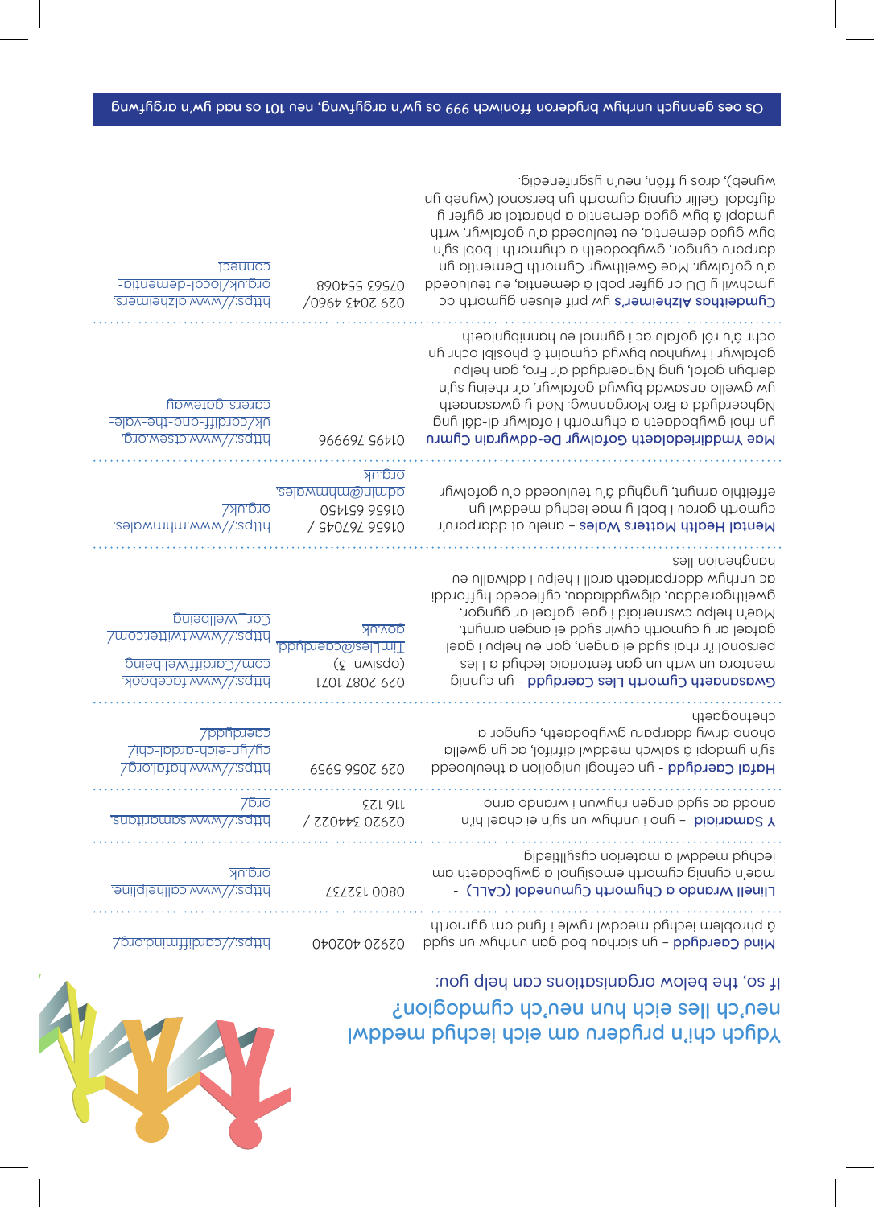# Ydych chi'n pryderu am eich iechyd meddwl neu'ch lles eich hun neu'ch cymdogion?

If so, the below organisations can help you:

| | | |
|---|---|---|
| **Mind Caerdydd** – yn sicrhau bod gan unrhyw un sydd â phroblem iechyd meddwl rywle i fynd am gymorth | 02920 402040 | https://cardiffmind.org/ |
| **Llinell Wrando a Chymorth Cymunedol (CALL)** – mae'n cynnig cymorth emosiynol a gwybodaeth am iechyd meddwl a materion cysylltiedig | 0800 132737 | https://www.callhelpline.org.uk |
| **Y Samariaid** – yno i unrhyw un sy'n ei chael hi'n anodd ac sydd angen rhywun i wrando arno | 02920 344022 / 116 123 | https://www.samaritans.org/ |
| **Hafal Caerdydd** - yn cefnogi unigolion a theuluoedd sy'n ymdopi â salwch meddwl difrifol, ac yn gwella ohono drwy ddarparu gwybodaeth, cyngor a chefnogaeth | 029 2056 5959 | https://www.hafal.org/cy/lle-eich-ardal-chi/caerdydd/ |
| **Gwasanaeth Cymorth Lles Caerdydd** - yn cynnig mentora un wrth un gan fentoriaid iechyd a lles personol i'r rhai sydd ei angen, gan eu helpu i gael gafael ar y cymorth cywir sydd ei angen arnynt. Mae'n helpu cwsmeriaid i gael gafael ar gyngor, gweithgareddau, digwyddiadau, cyfleoedd hyfforddi ac unrhyw ddarpariaeth arall i helpu i wella eu hanghenion lles | 029 2087 1071 (opsiwn 3) TimLles@caerdydd.gov.uk | https://www.facebook.com/CardiffWellbeing https://www.twitter.com/Car_Wellbeing |
| **Mental Health Matters Wales** – anelu at ddarparu'r cymorth gorau i bobl y mae iechyd meddwl yn effeithio arnynt, ynghyd â'u teuluoedd a'u gofalwyr | 01656 767045 / 01656 651450 admin@mhmwales.org.uk | https://www.mhmwales.org.uk/ |
| **Mae Ymddiriedolaeth Gofalwyr De-ddwyrain Cymru** yn rhoi gwybodaeth a chymorth i ofalwyr di-dâl yng Nghaerdydd a Bro Morgannwg. Nod y gwasanaeth yw gwella ansawdd bywyd gofalwyr, a'r rheiny sy'n derbyn gofal, yng Nghaerdydd a'r Fro, gan helpu gofalwyr i fwynhau bywyd cymaint â phosibl ochr yn ochr â'u rôl gofalu ac i gynnal eu hannibyniaeth | 01745 769965 | https://www.ctsew.org/uk/cardiff-and-the-vale-carers-gateway |
| **Cymdeithas Alzheimer's** yw prif elusen gymorth ac ymchwil y DU ar gyfer pobl â dementia, eu teuluoedd a'u gofalwyr. Mae Gweithwyr Cymorth Dementia yn darparu cyngor, gwybodaeth a chymorth i bobl sy'n byw gyda dementia, eu teuluoedd a'u gofalwyr, wrth ymdopi â byw gyda dementia a pharatoi ar gyfer y dyfodol. Gellir cynnig cymorth yn bersonol (wyneb yn wyneb), dros y ffôn, neu'n ysgrifenedig. | 029 2043 4960/ 07565 554068 | https://www.alzheimers.org.uk/local-dementia-connect |

**Os oes gennych unrhyw bryderon ffoniwch 999 os yw'n argyfwng, neu 101 os nad yw'n argyfwng**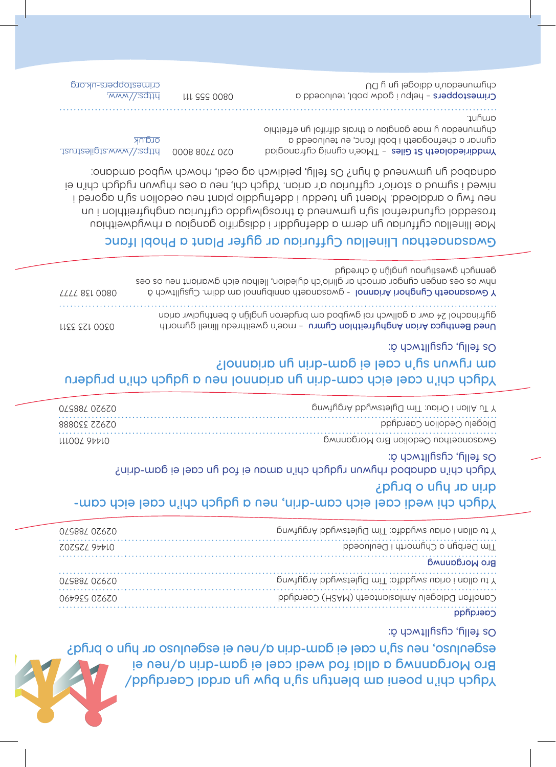## Ydych chi'n poeni am blentyn sy'n byw yn ardal Caerdydd/Bro Morgannwg a allai fod wedi cael ei gam-drin a/neu ei esgeuluso, neu sy'n cael ei gam-drin a/neu ei esgeuluso ar hyn o bryd?

Os felly, cysylltwch â:

**Caerdydd**

| | |
|---|---|
| Canolfan Ddiogelu Amlasiantaeth (MASH) Caerdydd | 02920 536490 |
| Y tu allan i oriau swyddfa: Tîm Dyletswydd Argyfwng | 02920 788570 |

**Bro Morgannwg**

| | |
|---|---|
| Tîm Derbyn a Chymorth i Deuluoedd | 01446 725202 |
| Y tu allan i oriau swyddfa: Tîm Dyletswydd Argyfwng | 02920 788570 |

## Ydych chi wedi cael eich cam-drin, neu a ydych chi'n cael eich cam-drin ar hyn o bryd?

Ydych chi'n adnabod rhywun rydych chi'n amau ei fod yn cael ei gam-drin?

Os felly, cysylltwch â:

| | |
|---|---|
| Gwasanaethau Oedolion Bro Morgannwg | 01446 700111 |
| Diogelu Oedolion Caerdydd | 02922 330888 |
| Y Tu Allan i Oriau: Tîm Dyletswydd Argyfwng | 02920 788570 |

## Ydych chi'n cael eich cam-drin yn ariannol neu a ydych chi'n pryderu am rywun sy'n cael ei gam-drin yn ariannol?

Os felly, cysylltwch â:

| | |
|---|---|
| **Uned Benthyca Arian Anghyfreithlon Cymru** – mae'n gweithredu llinell gymorth gyfrinachol 24 awr a gallwch roi gwybod am bryderon yngl^yn â benthycwyr arian | 0300 123 3311 |
| **Y Gwasanaeth Cynghori Ariannol** - gwasanaeth annibynnol am ddim. Cysylltwch â nhw os oes angen cyngor arnoch ar gliriio'ch dyledion, lleihau eich gwariant neu os oes gennych gwestiynau yngl^yn â chredyd | 0800 138 7777 |

## Gwasanaethau Llinellau Cyffuriau ar gyfer Plant a Phobl Ifanc

Mae llinellau cyffuriau yn derm a ddefnyddir i ddisgrifio gangiau a rhwydweithiau troseddol cyfundrefnol sy'n ymwneud â throsglwyddo cyffuriau anghyfreithlon i un neu fwy o ardaloedd. Maent yn tueddu i ddefnyddio plant neu oedolion sy'n agored i niwed i symud a storio'r cyffuriau a'r arian. Ydych chi, neu a oes rhywun rydych chi'n ei adnabod yn ymwneud â hyn? Os felly, peidiwch ag oedi, rhowch wybod amdano:

| | | |
|---|---|---|
| **Ymddiriedolaeth St Giles** – Mae'n cynnig cyfrinachol cynnig a chefnogaeth i bobl ifanc, eu teuluoedd a chymunedau y mae gangiau a thrais difrifol yn effeithio arnynt. | 020 7708 8000 | https://www.stgilestrust.org.uk |
| **Crimestoppers** – helpu i gadw pobl, teuluoedd a chymunedau'n ddiogel yn y DU | 0800 555 111 | https://www.crimestoppers-uk.org |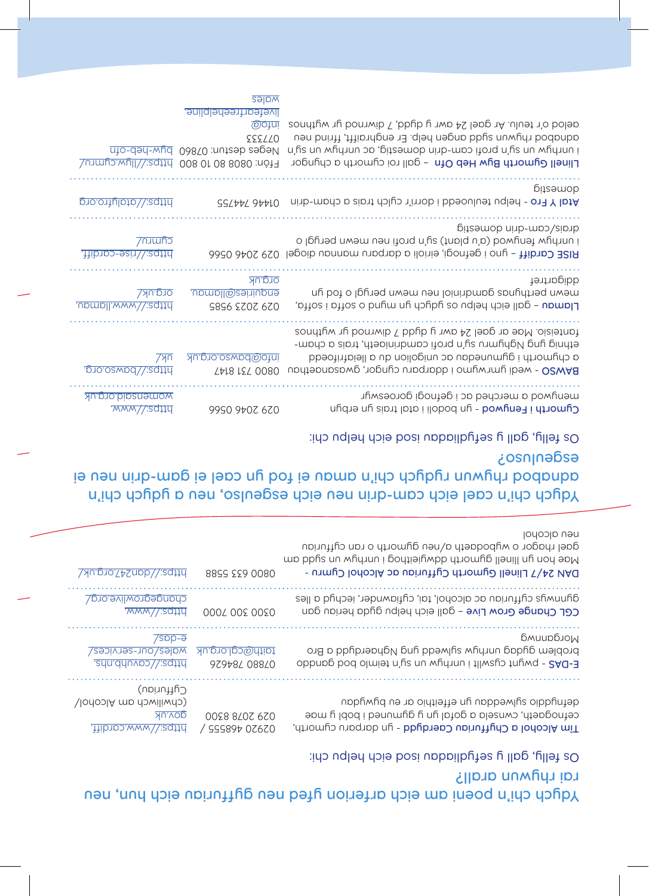## Ydych chi'n poeni am eich arferion yfed neu gyffuriau eich hun, neu rai rhywun arall?

Os felly, gall y sefydliadau isod eich helpu chi:

| Sefydliad | Cyswllt | Gwefan |
|---|---|---|
| **Tîm Alcohol a Chyffuriau Caerdydd** - yn darparu cymorth, cefnogaeth, cyngor a gofal yn y gymuned i bobl y mae defnyddio sylweddau yn effeithio ar eu bywydau | 02920 468555 / 029 2078 8300 | https://www.cardiff.gov.uk (chwiliwch am Alcohol/Cyffuriau) |
| **E-DAS** - pwynt cyswllt i unrhyw un sy'n teimlo bod ganddo broblem gydag unrhyw sylwedd yng Nghaerdydd a Bro Morgannwg | 07880 784626 taith@cglo.org.uk | https://cavuhb.nhs.wales/our-services/e-das/ |
| **CGL Change Grow Live** – gall eich helpu gydag unrhyw broblem gan gynnwys cyffuriau ac alcohol, tai, cyfiawnder, iechyd a lles | 0300 300 7000 | https://www.changegrowlive.org/ |
| **DAN 24/7 Llinell Gymorth Cyffuriau ac Alcohol Cymru** - Mae hon yn llinell gymorth ddwyieithog i unrhyw un sydd am gael rhagor o wybodaeth a/neu gymorth o ran cyffuriau neu alcohol | 0800 633 5588 | https://dan247.org.uk/ |

## Ydych chi'n cael eich cam-drin neu eich esgeuluso, neu a ydych chi'n adnabod rhywun rydych chi'n amau ei fod yn cael ei gam-drin neu ei esgeuluso?

Os felly, gall y sefydliadau isod eich helpu chi:

| Sefydliad | Cyswllt | Gwefan |
|---|---|---|
| **Cymorth i Fenywod** - yn bodoli i atal trais yn erbyn menywod a merched ac i gefnogi goroeswyr | 029 2046 0566 | https://www.womensaid.org.uk |
| **BAWSO** - wedi ymrwymo i ddarparu cyngor, gwasanaethau a chymorth i gymunedau ac unigolion du a lleiafrifoedd ethnig yng Nghymru sy'n profi camdriniaeth, trais a cham-fanteisio. Mae ar gael 24 awr y dydd 7 diwrnod yr wythnos | 0800 731 8147 info@bawso.org.uk | https://bawso.org.uk/ |
| **Llamau** – gall eich helpu os ydych yn mynd o soffa i soffa, mewn perthynas gamdriniol neu mewn perygl o fod yn ddigartref | 029 2023 9585 enquiries@llamau.org.uk | https://www.llamau.org.uk/ |
| **RISE Cardiff** – yno i gefnogi, eirioli a darparu mannau diogel i unrhyw fenyw (a'u plant) sy'n profi neu mewn perygl o drais/cam-drin domestig | 029 2046 0566 | https://rise-cardiff.cymru/ |
| **Atal Y Fro** - help i deuluoedd i dorri'r cylch trais a cham-drin domestig | 01446 744755 | https://atalyfro.org |
| **Llinell Gymorth Byw Heb Ofn** – gall roi cymorth a chyngor i unrhyw un sy'n profi cam-drin domestig, ac unrhyw un sy'n adnabod rhywun sydd angen help. Er enghraifft, ffrind neu aelod o'r teulu. Ar gael 24 awr y dydd, 7 diwrnod yr wythnos | Ffôn: 0808 80 10 800 Neges destun: 07860 077333 info@livefearfreehelpline.wales | https://llyw.cymru/byw-heb-ofn |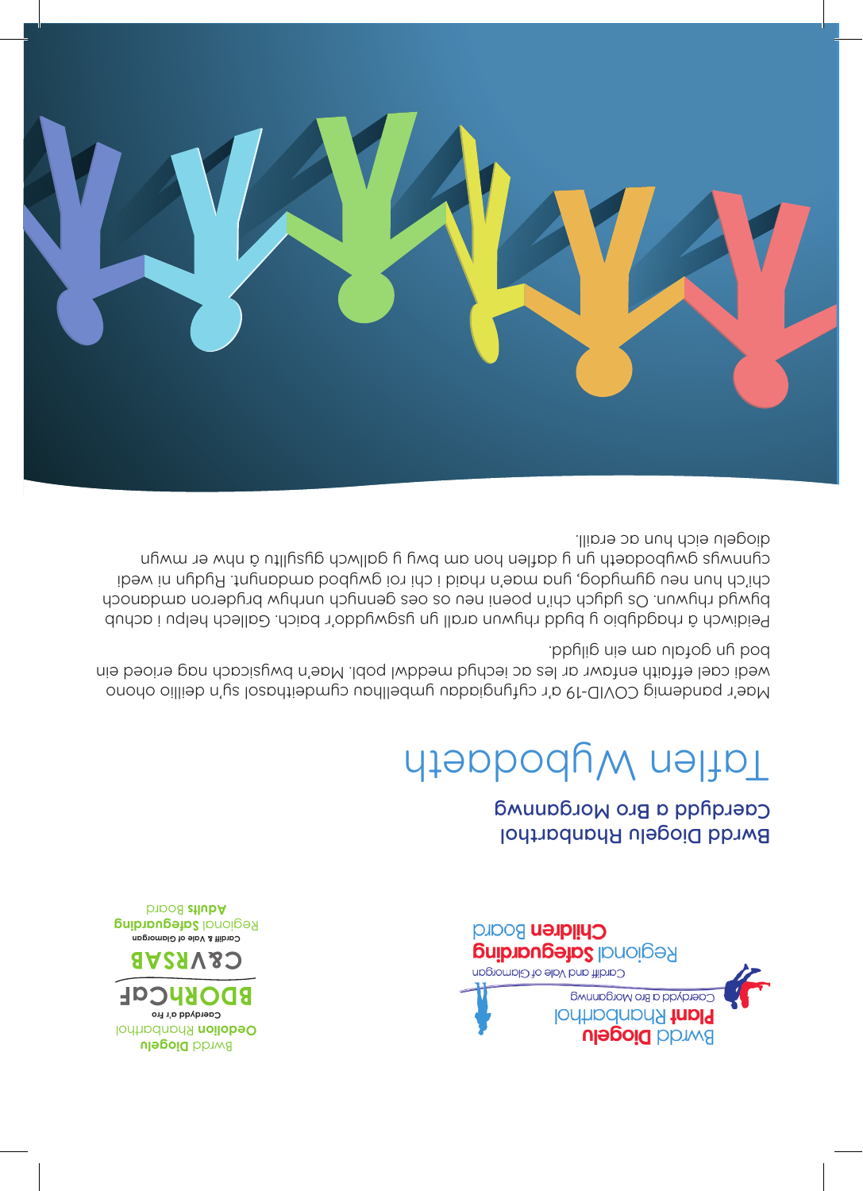Bwrdd Diogelu Plant Rhanbarthol

Caerdydd a Bro Morgannwg

Cardiff and Vale of Glamorgan Regional Safeguarding Children Board

Bwrdd Diogelu Oedolion Rhanbarthol

Caerdydd a'r Fro

BDORhCaF

C&VRSAB

Cardiff & Vale of Glamorgan Regional Safeguarding Adults Board

Bwrdd Diogelu Rhanbarthol

Caerdydd a Bro Morgannwg

# Taflen Wybodaeth

Mae'r pandemig COVID-19 a'r cyfyngiadau ymbellhau cymdeithasol sy'n deillio ohono wedi cael effaith enfawr ar les ac iechyd meddwl pobl. Mae'n bwysicach nag erioed ein bod yn gofalu am ein gilydd.

Peidiwch â rhagdybio y bydd rhywun arall yn ysgwyddo'r baich. Gallech helpu i achub bywyd rhywun. Os ydych chi'n poeni neu os oes gennych unrhyw bryderon amdanoch chi'ch hun neu gymydog, yna mae'n rhaid i chi roi gwybod amdanynt. Rydyn ni wedi cynnwys gwybodaeth yn y daflen hon am bwy y gallwch gysylltu â nhw er mwyn diogelu eich hun ac eraill.